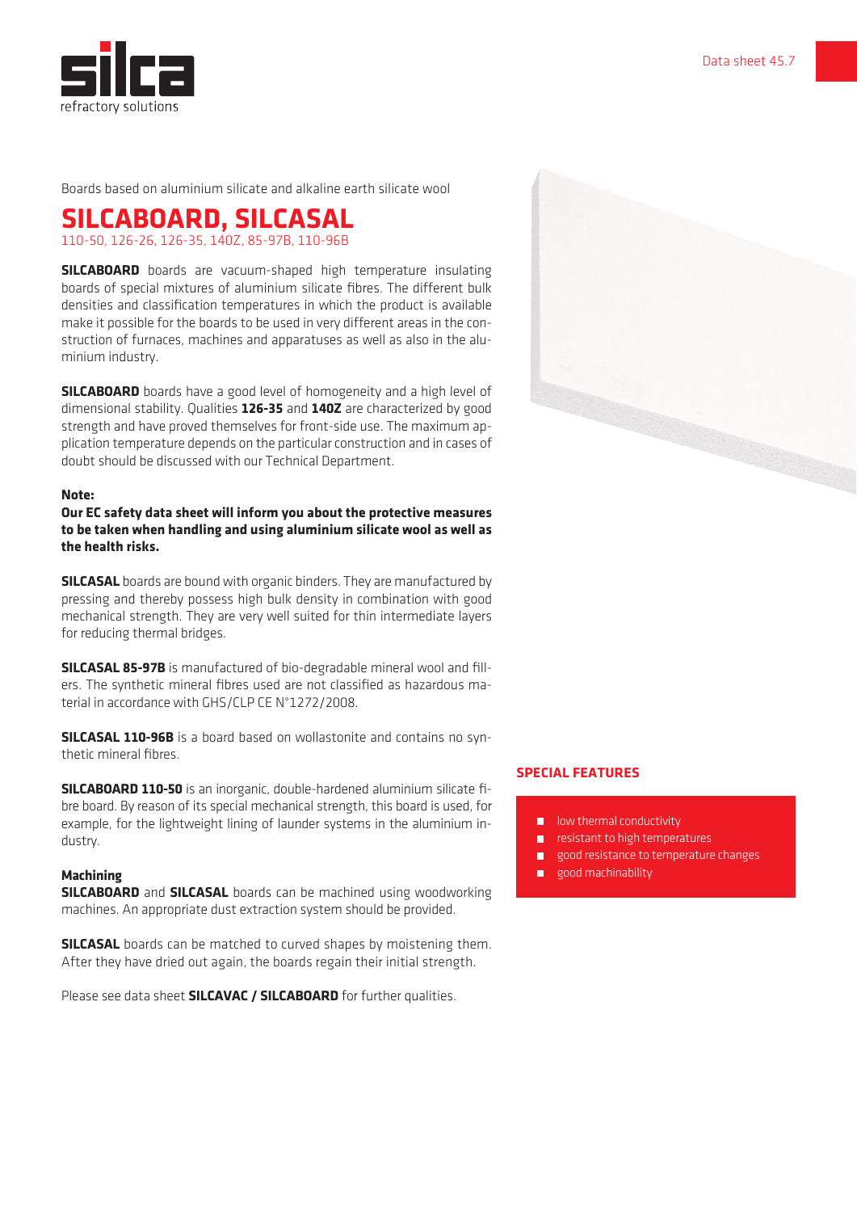Boards based on aluminium silicate and alkaline earth silicate wool

# SILCABOARD, SILCASAL

110-50, 126-26, 126-35, 140Z, 85-97B, 110-96B

**SILCABOARD** boards are vacuum-shaped high temperature insulating boards of special mixtures of aluminium silicate fibres. The different bulk densities and classification temperatures in which the product is available make it possible for the boards to be used in very different areas in the construction of furnaces, machines and apparatuses as well as also in the aluminium industry.

**SILCABOARD** boards have a good level of homogeneity and a high level of dimensional stability. Qualities **126-35** and **140Z** are characterized by good strength and have proved themselves for front-side use. The maximum application temperature depends on the particular construction and in cases of doubt should be discussed with our Technical Department.

**Note:**
**Our EC safety data sheet will inform you about the protective measures to be taken when handling and using aluminium silicate wool as well as the health risks.**

**SILCASAL** boards are bound with organic binders. They are manufactured by pressing and thereby possess high bulk density in combination with good mechanical strength. They are very well suited for thin intermediate layers for reducing thermal bridges.

**SILCASAL 85-97B** is manufactured of bio-degradable mineral wool and fillers. The synthetic mineral fibres used are not classified as hazardous material in accordance with GHS/CLP CE N°1272/2008.

**SILCASAL 110-96B** is a board based on wollastonite and contains no synthetic mineral fibres.

**SILCABOARD 110-50** is an inorganic, double-hardened aluminium silicate fibre board. By reason of its special mechanical strength, this board is used, for example, for the lightweight lining of launder systems in the aluminium industry.

**Machining**
**SILCABOARD** and **SILCASAL** boards can be machined using woodworking machines. An appropriate dust extraction system should be provided.

**SILCASAL** boards can be matched to curved shapes by moistening them. After they have dried out again, the boards regain their initial strength.

Please see data sheet **SILCAVAC / SILCABOARD** for further qualities.

## SPECIAL FEATURES

- low thermal conductivity
- resistant to high temperatures
- good resistance to temperature changes
- good machinability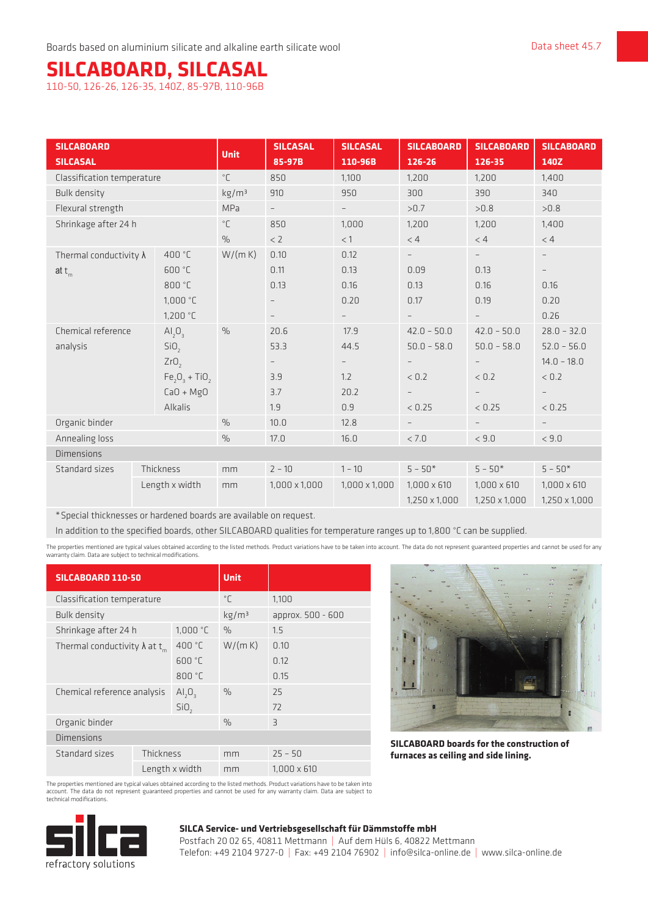Boards based on aluminium silicate and alkaline earth silicate wool

Data sheet 45.7

# SILCABOARD, SILCASAL

110-50, 126-26, 126-35, 140Z, 85-97B, 110-96B

| SILCABOARD SILCASAL | | Unit | SILCASAL 85-97B | SILCASAL 110-96B | SILCABOARD 126-26 | SILCABOARD 126-35 | SILCABOARD 140Z |
|---|---|---|---|---|---|---|---|
| Classification temperature | | °C | 850 | 1,100 | 1,200 | 1,200 | 1,400 |
| Bulk density | | kg/m³ | 910 | 950 | 300 | 390 | 340 |
| Flexural strength | | MPa | – | – | >0.7 | >0.8 | >0.8 |
| Shrinkage after 24 h | | °C | 850 | 1,000 | 1,200 | 1,200 | 1,400 |
| | | % | < 2 | < 1 | < 4 | < 4 | < 4 |
| Thermal conductivity λ at $t_m$ | 400 °C | W/(m K) | 0.10 | 0.12 | – | – | – |
| | 600 °C | | 0.11 | 0.13 | 0.09 | 0.13 | – |
| | 800 °C | | 0.13 | 0.16 | 0.13 | 0.16 | 0.16 |
| | 1,000 °C | | – | 0.20 | 0.17 | 0.19 | 0.20 |
| | 1,200 °C | | – | – | – | – | 0.26 |
| Chemical reference analysis | $Al_2O_3$ | % | 20.6 | 17.9 | 42.0 – 50.0 | 42.0 – 50.0 | 28.0 – 32.0 |
| | $SiO_2$ | | 53.3 | 44.5 | 50.0 – 58.0 | 50.0 – 58.0 | 52.0 – 56.0 |
| | $ZrO_2$ | | – | – | – | – | 14.0 – 18.0 |
| | $Fe_2O_3 + TiO_2$ | | 3.9 | 1.2 | < 0.2 | < 0.2 | < 0.2 |
| | CaO + MgO | | 3.7 | 20.2 | – | – | – |
| | Alkalis | | 1.9 | 0.9 | < 0.25 | < 0.25 | < 0.25 |
| Organic binder | | % | 10.0 | 12.8 | – | – | – |
| Annealing loss | | % | 17.0 | 16.0 | < 7.0 | < 9.0 | < 9.0 |
| Dimensions | | | | | | | |
| Standard sizes | Thickness | mm | 2 – 10 | 1 – 10 | 5 – 50* | 5 – 50* | 5 – 50* |
| | Length x width | mm | 1,000 x 1,000 | 1,000 x 1,000 | 1,000 x 610 | 1,000 x 610 | 1,000 x 610 |
| | | | | | 1,250 x 1,000 | 1,250 x 1,000 | 1,250 x 1,000 |

*Special thicknesses or hardened boards are available on request.

In addition to the specified boards, other SILCABOARD qualities for temperature ranges up to 1,800 °C can be supplied.

The properties mentioned are typical values obtained according to the listed methods. Product variations have to be taken into account. The data do not represent guaranteed properties and cannot be used for any warranty claim. Data are subject to technical modifications.

| SILCABOARD 110-50 | | Unit | |
|---|---|---|---|
| Classification temperature | | °C | 1,100 |
| Bulk density | | kg/m³ | approx. 500 - 600 |
| Shrinkage after 24 h | 1,000 °C | % | 1.5 |
| Thermal conductivity λ at $t_m$ | 400 °C | W/(m K) | 0.10 |
| | 600 °C | | 0.12 |
| | 800 °C | | 0.15 |
| Chemical reference analysis | $Al_2O_3$ | % | 25 |
| | $SiO_2$ | | 72 |
| Organic binder | | % | 3 |
| Dimensions | | | |
| Standard sizes | Thickness | mm | 25 – 50 |
| | Length x width | mm | 1,000 x 610 |

The properties mentioned are typical values obtained according to the listed methods. Product variations have to be taken into account. The data do not represent guaranteed properties and cannot be used for any warranty claim. Data are subject to technical modifications.

**SILCABOARD boards for the construction of furnaces as ceiling and side lining.**

silca refractory solutions

**SILCA Service- und Vertriebsgesellschaft für Dämmstoffe mbH**
Postfach 20 02 65, 40811 Mettmann | Auf dem Hüls 6, 40822 Mettmann
Telefon: +49 2104 9727-0 | Fax: +49 2104 76902 | info@silca-online.de | www.silca-online.de